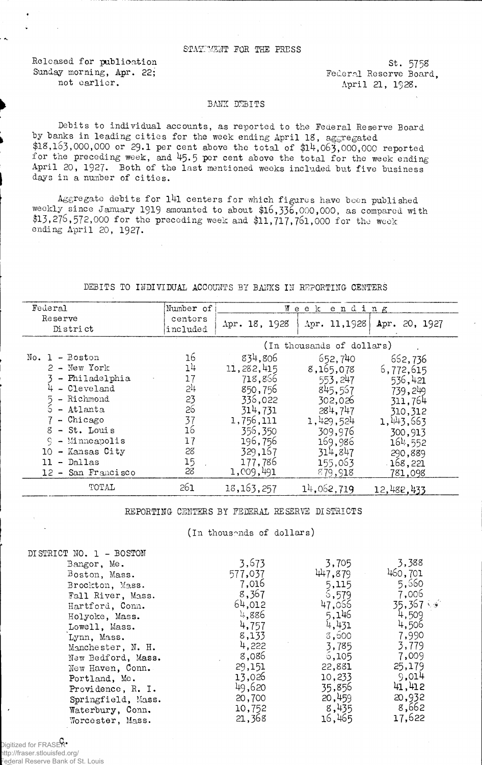STATEMENT FOR THE PRESS

Released for publication Sunday morning, Apr. 22; not earlier.

St. 5758
Federal Reserve Board,
April 21, 1928.

## BANK DEBITS

Debits to individual accounts, as reported to the Federal Reserve Board by banks in leading cities for the week ending April 18, aggregated $18,163,000,000 or 29.1 per cent above the total of $14,063,000,000 reported for the preceding week, and 45.5 per cent above the total for the week ending April 20, 1927. Both of the last mentioned weeks included but five business days in a number of cities.

Aggregate debits for 141 centers for which figures have been published weekly since January 1919 amounted to about $16,336,000,000, as compared with $13,276,572,000 for the preceding week and $11,717,761,000 for the week ending April 20, 1927.

DEBITS TO INDIVIDUAL ACCOUNTS BY BANKS IN REPORTING CENTERS

| Federal Reserve District | Number of centers included | Week ending Apr. 18, 1928 | Apr. 11, 1928 | Apr. 20, 1927 |
|---|---|---|---|---|
| | | (In thousands of dollars) | | |
| No. 1 - Boston | 16 | 834,806 | 652,740 | 662,736 |
| 2 - New York | 14 | 11,282,415 | 8,165,078 | 6,772,615 |
| 3 - Philadelphia | 17 | 718,866 | 553,247 | 536,421 |
| 4 - Cleveland | 24 | 850,756 | 845,567 | 739,249 |
| 5 - Richmond | 23 | 336,022 | 302,026 | 311,764 |
| 6 - Atlanta | 26 | 314,731 | 284,747 | 310,312 |
| 7 - Chicago | 37 | 1,756,111 | 1,429,524 | 1,443,663 |
| 8 - St. Louis | 16 | 356,350 | 309,976 | 300,913 |
| 9 - Minneapolis | 17 | 196,756 | 169,986 | 164,552 |
| 10 - Kansas City | 28 | 329,167 | 314,847 | 290,889 |
| 11 - Dallas | 15 | 177,786 | 155,063 | 168,221 |
| 12 - San Francisco | 28 | 1,009,491 | 879,918 | 781,098 |
| TOTAL | 261 | 18,163,257 | 14,062,719 | 12,482,433 |

REPORTING CENTERS BY FEDERAL RESERVE DISTRICTS

(In thousands of dollars)

| DISTRICT NO. 1 - BOSTON | Apr. 18, 1928 | Apr. 11, 1928 | Apr. 20, 1927 |
|---|---|---|---|
| Bangor, Me. | 3,673 | 3,705 | 3,388 |
| Boston, Mass. | 577,037 | 447,879 | 460,701 |
| Brockton, Mass. | 7,016 | 5,115 | 5,660 |
| Fall River, Mass. | 8,367 | 6,579 | 7,006 |
| Hartford, Conn. | 64,012 | 47,066 | 35,367 |
| Holyoke, Mass. | 4,886 | 5,146 | 4,509 |
| Lowell, Mass. | 4,757 | 4,431 | 4,506 |
| Lynn, Mass. | 8,133 | 8,600 | 7,990 |
| Manchester, N. H. | 4,222 | 3,785 | 3,779 |
| New Bedford, Mass. | 8,086 | 6,105 | 7,009 |
| New Haven, Conn. | 29,151 | 22,881 | 25,179 |
| Portland, Me. | 13,026 | 10,233 | 9,014 |
| Providence, R. I. | 49,620 | 35,856 | 41,412 |
| Springfield, Mass. | 20,700 | 20,459 | 20,932 |
| Waterbury, Conn. | 10,752 | 8,435 | 8,662 |
| Worcester, Mass. | 21,368 | 16,465 | 17,622 |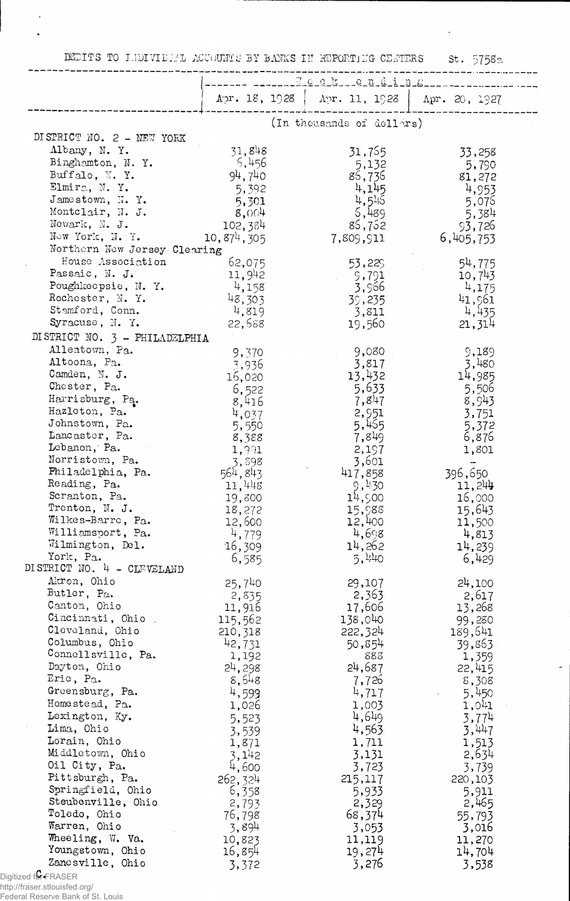DEBITS TO INDIVIDUAL ACCOUNTS BY BANKS IN REPORTING CENTERS St. 5758a

| | Week ending | | |
|---|---|---|---|
| | Apr. 18, 1928 | Apr. 11, 1928 | Apr. 20, 1927 |
| | (In thousands of dollars) | | |
| **DISTRICT NO. 2 - NEW YORK** | | | |
| Albany, N. Y. | 31,848 | 31,765 | 33,258 |
| Binghamton, N. Y. | 6,456 | 5,132 | 5,790 |
| Buffalo, N. Y. | 94,740 | 86,736 | 81,272 |
| Elmira, N. Y. | 5,392 | 4,145 | 4,953 |
| Jamestown, N. Y. | 5,301 | 4,546 | 5,076 |
| Montclair, N. J. | 8,004 | 6,489 | 5,384 |
| Newark, N. J. | 102,384 | 86,762 | 93,726 |
| New York, N. Y. | 10,874,305 | 7,809,911 | 6,405,753 |
| Northern New Jersey Clearing House Association | 62,075 | 53,229 | 54,775 |
| Passaic, N. J. | 11,942 | 9,791 | 10,743 |
| Poughkeepsie, N. Y. | 4,158 | 3,966 | 4,175 |
| Rochester, N. Y. | 48,303 | 39,235 | 41,961 |
| Stamford, Conn. | 4,819 | 3,811 | 4,435 |
| Syracuse, N. Y. | 22,688 | 19,560 | 21,314 |
| **DISTRICT NO. 3 - PHILADELPHIA** | | | |
| Allentown, Pa. | 9,370 | 9,080 | 9,189 |
| Altoona, Pa. | 3,936 | 3,817 | 3,480 |
| Camden, N. J. | 16,020 | 13,432 | 14,985 |
| Chester, Pa. | 6,522 | 5,633 | 5,506 |
| Harrisburg, Pa. | 8,416 | 7,847 | 8,943 |
| Hazleton, Pa. | 4,037 | 2,951 | 3,751 |
| Johnstown, Pa. | 5,550 | 5,465 | 5,372 |
| Lancaster, Pa. | 8,388 | 7,849 | 6,876 |
| Lebanon, Pa. | 1,991 | 2,197 | 1,801 |
| Norristown, Pa. | 3,898 | 3,601 | - |
| Philadelphia, Pa. | 564,843 | 417,858 | 396,650 |
| Reading, Pa. | 11,448 | 9,430 | 11,244 |
| Scranton, Pa. | 19,800 | 14,900 | 16,000 |
| Trenton, N. J. | 18,272 | 15,988 | 15,643 |
| Wilkes-Barre, Pa. | 12,600 | 12,400 | 11,500 |
| Williamsport, Pa. | 4,779 | 4,698 | 4,813 |
| Wilmington, Del. | 16,309 | 14,262 | 14,239 |
| York, Pa. | 6,585 | 5,440 | 6,429 |
| **DISTRICT NO. 4 - CLEVELAND** | | | |
| Akron, Ohio | 25,740 | 29,107 | 24,100 |
| Butler, Pa. | 2,835 | 2,363 | 2,617 |
| Canton, Ohio | 11,916 | 17,606 | 13,268 |
| Cincinnati, Ohio | 115,562 | 138,040 | 99,280 |
| Cleveland, Ohio | 210,318 | 222,324 | 189,641 |
| Columbus, Ohio | 42,731 | 50,854 | 39,863 |
| Connellsville, Pa. | 1,192 | 888 | 1,359 |
| Dayton, Ohio | 24,298 | 24,687 | 22,415 |
| Erie, Pa. | 8,548 | 7,726 | 8,308 |
| Greensburg, Pa. | 4,599 | 4,717 | 5,450 |
| Homestead, Pa. | 1,026 | 1,003 | 1,041 |
| Lexington, Ky. | 5,523 | 4,649 | 3,774 |
| Lima, Ohio | 3,539 | 4,563 | 3,447 |
| Lorain, Ohio | 1,871 | 1,711 | 1,513 |
| Middletown, Ohio | 3,142 | 3,131 | 2,634 |
| Oil City, Pa. | 4,600 | 3,723 | 3,739 |
| Pittsburgh, Pa. | 262,324 | 215,117 | 220,103 |
| Springfield, Ohio | 6,358 | 5,933 | 5,911 |
| Steubenville, Ohio | 2,793 | 2,329 | 2,465 |
| Toledo, Ohio | 76,798 | 68,374 | 55,793 |
| Warren, Ohio | 3,894 | 3,053 | 3,016 |
| Wheeling, W. Va. | 10,823 | 11,119 | 11,270 |
| Youngstown, Ohio | 16,854 | 19,274 | 14,704 |
| Zanesville, Ohio | 3,372 | 3,276 | 3,538 |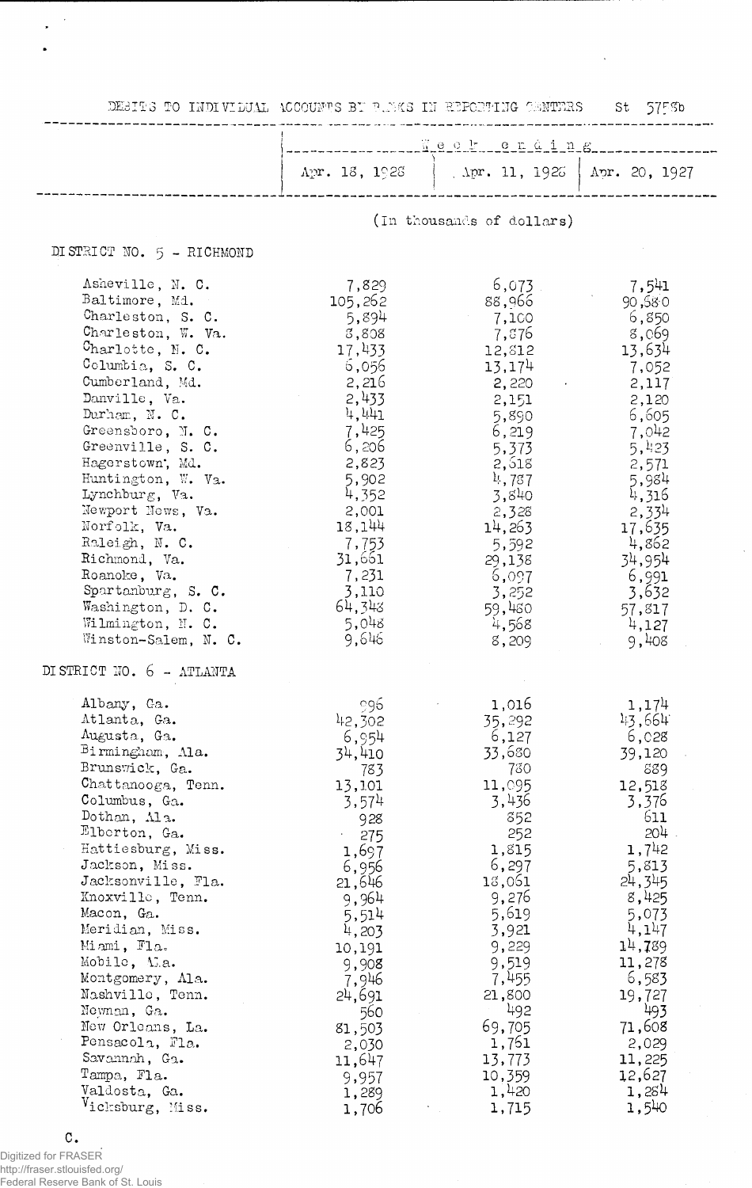DEBITS TO INDIVIDUAL ACCOUNTS BY BANKS IN REPORTING CENTERS St 5758b

| | Week ending | | |
|---|---|---|---|
| | Apr. 18, 1928 | Apr. 11, 1928 | Apr. 20, 1927 |
| | (In thousands of dollars) | | |
| **DISTRICT NO. 5 - RICHMOND** | | | |
| Asheville, N. C. | 7,829 | 6,073 | 7,541 |
| Baltimore, Md. | 105,262 | 88,966 | 90,580 |
| Charleston, S. C. | 5,894 | 7,100 | 6,850 |
| Charleston, W. Va. | 8,808 | 7,876 | 8,069 |
| Charlotte, N. C. | 17,433 | 12,812 | 13,634 |
| Columbia, S. C. | 6,056 | 13,174 | 7,052 |
| Cumberland, Md. | 2,216 | 2,220 | 2,117 |
| Danville, Va. | 2,433 | 2,151 | 2,120 |
| Durham, N. C. | 4,441 | 5,890 | 6,605 |
| Greensboro, N. C. | 7,425 | 6,219 | 7,042 |
| Greenville, S. C. | 6,206 | 5,373 | 5,423 |
| Hagerstown, Md. | 2,823 | 2,618 | 2,571 |
| Huntington, W. Va. | 5,902 | 4,787 | 5,984 |
| Lynchburg, Va. | 4,352 | 3,840 | 4,316 |
| Newport News, Va. | 2,001 | 2,328 | 2,334 |
| Norfolk, Va. | 18,144 | 14,263 | 17,635 |
| Raleigh, N. C. | 7,753 | 5,592 | 4,862 |
| Richmond, Va. | 31,661 | 29,138 | 34,954 |
| Roanoke, Va. | 7,231 | 6,097 | 6,991 |
| Spartanburg, S. C. | 3,110 | 3,252 | 3,632 |
| Washington, D. C. | 64,348 | 59,480 | 57,817 |
| Wilmington, N. C. | 5,048 | 4,568 | 4,127 |
| Winston-Salem, N. C. | 9,646 | 8,209 | 9,408 |
| **DISTRICT NO. 6 - ATLANTA** | | | |
| Albany, Ga. | 996 | 1,016 | 1,174 |
| Atlanta, Ga. | 42,302 | 35,292 | 43,664 |
| Augusta, Ga. | 6,954 | 6,127 | 6,028 |
| Birmingham, Ala. | 34,410 | 33,680 | 39,120 |
| Brunswick, Ga. | 783 | 780 | 889 |
| Chattanooga, Tenn. | 13,101 | 11,095 | 12,518 |
| Columbus, Ga. | 3,574 | 3,436 | 3,376 |
| Dothan, Ala. | 928 | 852 | 611 |
| Elberton, Ga. | 275 | 252 | 204 |
| Hattiesburg, Miss. | 1,697 | 1,815 | 1,742 |
| Jackson, Miss. | 6,956 | 6,297 | 5,813 |
| Jacksonville, Fla. | 21,646 | 18,061 | 24,345 |
| Knoxville, Tenn. | 9,964 | 9,276 | 8,425 |
| Macon, Ga. | 5,514 | 5,619 | 5,073 |
| Meridian, Miss. | 4,203 | 3,921 | 4,147 |
| Miami, Fla. | 10,191 | 9,229 | 14,789 |
| Mobile, Ala. | 9,908 | 9,519 | 11,278 |
| Montgomery, Ala. | 7,946 | 7,455 | 6,583 |
| Nashville, Tenn. | 24,691 | 21,800 | 19,727 |
| Newnan, Ga. | 560 | 492 | 493 |
| New Orleans, La. | 81,503 | 69,705 | 71,608 |
| Pensacola, Fla. | 2,030 | 1,761 | 2,029 |
| Savannah, Ga. | 11,647 | 13,773 | 11,225 |
| Tampa, Fla. | 9,957 | 10,359 | 12,627 |
| Valdosta, Ga. | 1,289 | 1,420 | 1,284 |
| Vicksburg, Miss. | 1,706 | 1,715 | 1,540 |

C.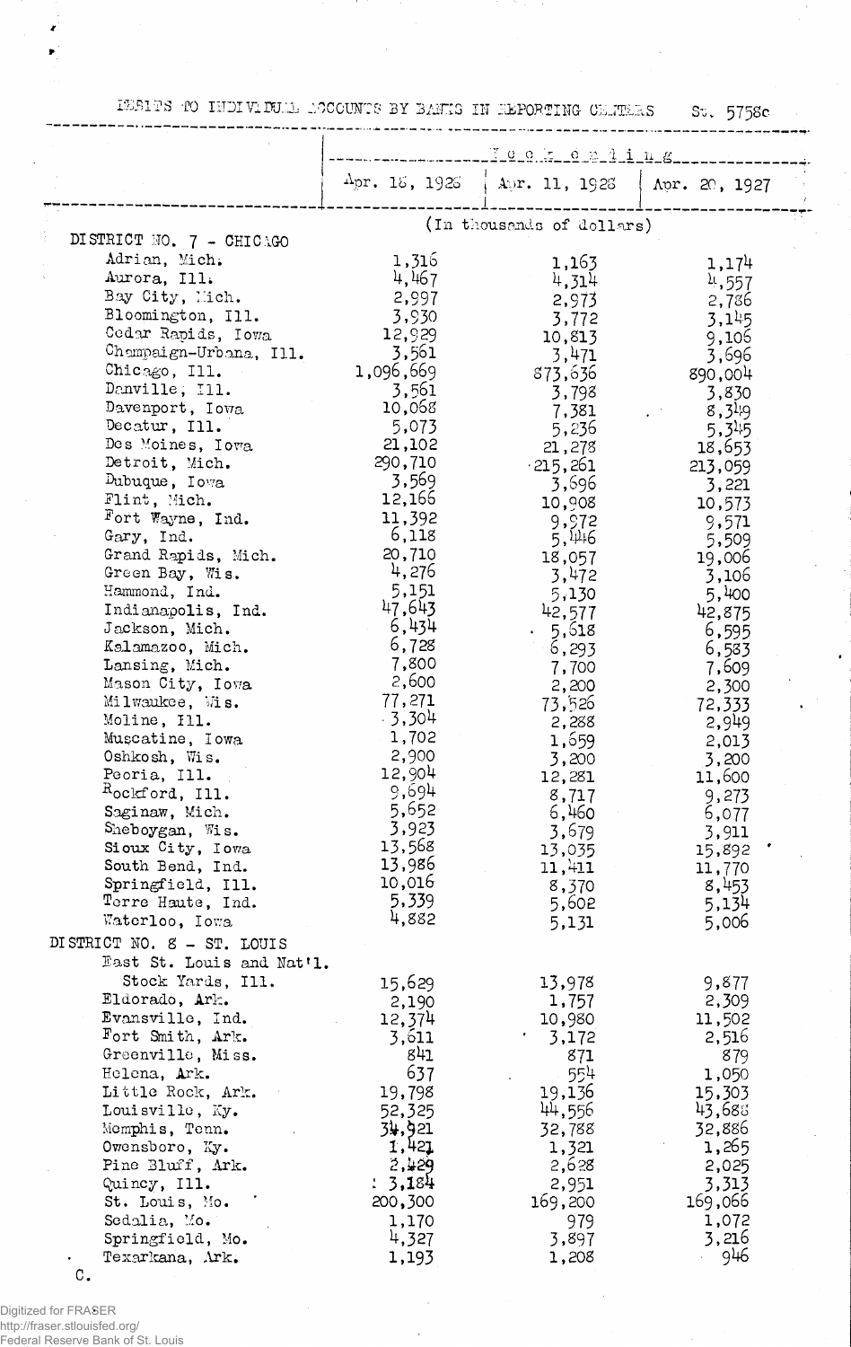DEBITS TO INDIVIDUAL ACCOUNTS BY BANKS IN REPORTING CENTERS St. 5758c

| | Week ending | | |
|---|---|---|---|
| | Apr. 18, 1928 | Apr. 11, 1928 | Apr. 20, 1927 |
| | (In thousands of dollars) | | |
| DISTRICT NO. 7 - CHICAGO | | | |
| Adrian, Mich. | 1,316 | 1,163 | 1,174 |
| Aurora, Ill. | 4,467 | 4,314 | 4,557 |
| Bay City, Mich. | 2,997 | 2,973 | 2,786 |
| Bloomington, Ill. | 3,930 | 3,772 | 3,145 |
| Cedar Rapids, Iowa | 12,929 | 10,813 | 9,106 |
| Champaign-Urbana, Ill. | 3,561 | 3,471 | 3,696 |
| Chicago, Ill. | 1,096,669 | 873,636 | 890,004 |
| Danville, Ill. | 3,561 | 3,798 | 3,830 |
| Davenport, Iowa | 10,068 | 7,381 | 8,349 |
| Decatur, Ill. | 5,073 | 5,236 | 5,345 |
| Des Moines, Iowa | 21,102 | 21,278 | 18,653 |
| Detroit, Mich. | 290,710 | 215,261 | 213,059 |
| Dubuque, Iowa | 3,569 | 3,696 | 3,221 |
| Flint, Mich. | 12,166 | 10,908 | 10,573 |
| Fort Wayne, Ind. | 11,392 | 9,972 | 9,571 |
| Gary, Ind. | 6,118 | 5,446 | 5,509 |
| Grand Rapids, Mich. | 20,710 | 18,057 | 19,006 |
| Green Bay, Wis. | 4,276 | 3,472 | 3,106 |
| Hammond, Ind. | 5,151 | 5,130 | 5,400 |
| Indianapolis, Ind. | 47,643 | 42,577 | 42,875 |
| Jackson, Mich. | 6,434 | 5,618 | 6,595 |
| Kalamazoo, Mich. | 6,728 | 6,293 | 6,583 |
| Lansing, Mich. | 7,800 | 7,700 | 7,609 |
| Mason City, Iowa | 2,600 | 2,200 | 2,300 |
| Milwaukee, Wis. | 77,271 | 73,526 | 72,333 |
| Moline, Ill. | 3,304 | 2,288 | 2,949 |
| Muscatine, Iowa | 1,702 | 1,659 | 2,013 |
| Oshkosh, Wis. | 2,900 | 3,200 | 3,200 |
| Peoria, Ill. | 12,904 | 12,281 | 11,600 |
| Rockford, Ill. | 9,694 | 8,717 | 9,273 |
| Saginaw, Mich. | 5,652 | 6,460 | 6,077 |
| Sheboygan, Wis. | 3,923 | 3,679 | 3,911 |
| Sioux City, Iowa | 13,568 | 13,035 | 15,892 |
| South Bend, Ind. | 13,986 | 11,411 | 11,770 |
| Springfield, Ill. | 10,016 | 8,370 | 8,453 |
| Terre Haute, Ind. | 5,339 | 5,602 | 5,134 |
| Waterloo, Iowa | 4,882 | 5,131 | 5,006 |
| DISTRICT NO. 8 - ST. LOUIS | | | |
| East St. Louis and Nat'l. Stock Yards, Ill. | 15,629 | 13,978 | 9,877 |
| Eldorado, Ark. | 2,190 | 1,757 | 2,309 |
| Evansville, Ind. | 12,374 | 10,980 | 11,502 |
| Fort Smith, Ark. | 3,611 | 3,172 | 2,516 |
| Greenville, Miss. | 841 | 871 | 879 |
| Helena, Ark. | 637 | 554 | 1,050 |
| Little Rock, Ark. | 19,798 | 19,136 | 15,303 |
| Louisville, Ky. | 52,325 | 44,556 | 43,688 |
| Memphis, Tenn. | 34,921 | 32,788 | 32,886 |
| Owensboro, Ky. | 1,421 | 1,321 | 1,265 |
| Pine Bluff, Ark. | 2,429 | 2,628 | 2,025 |
| Quincy, Ill. | 3,184 | 2,951 | 3,313 |
| St. Louis, Mo. | 200,300 | 169,200 | 169,066 |
| Sedalia, Mo. | 1,170 | 979 | 1,072 |
| Springfield, Mo. | 4,327 | 3,897 | 3,216 |
| Texarkana, Ark. | 1,193 | 1,208 | 946 |

C.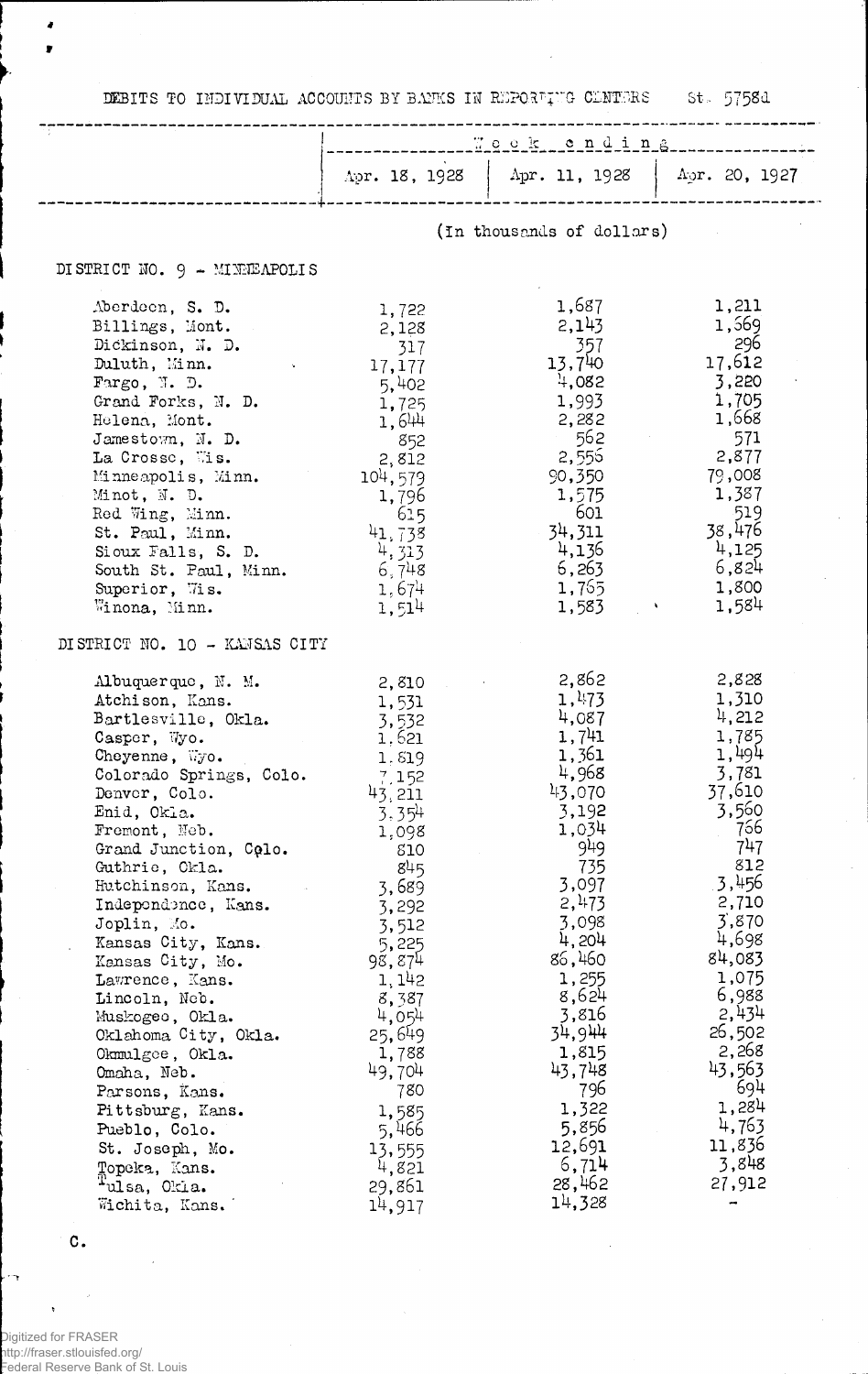DEBITS TO INDIVIDUAL ACCOUNTS BY BANKS IN REPORTING CENTERS St. 5758d

| | Week ending | | |
|---|---|---|---|
| | Apr. 18, 1928 | Apr. 11, 1928 | Apr. 20, 1927 |
| | (In thousands of dollars) | | |
| **DISTRICT NO. 9 - MINNEAPOLIS** | | | |
| Aberdeen, S. D. | 1,722 | 1,687 | 1,211 |
| Billings, Mont. | 2,128 | 2,143 | 1,569 |
| Dickinson, N. D. | 317 | 357 | 296 |
| Duluth, Minn. | 17,177 | 13,740 | 17,612 |
| Fargo, N. D. | 5,402 | 4,082 | 3,220 |
| Grand Forks, N. D. | 1,725 | 1,993 | 1,705 |
| Helena, Mont. | 1,644 | 2,282 | 1,668 |
| Jamestown, N. D. | 852 | 562 | 571 |
| La Crosse, Wis. | 2,812 | 2,556 | 2,877 |
| Minneapolis, Minn. | 104,579 | 90,350 | 79,008 |
| Minot, N. D. | 1,796 | 1,575 | 1,387 |
| Red Wing, Minn. | 615 | 601 | 519 |
| St. Paul, Minn. | 41,738 | 34,311 | 38,476 |
| Sioux Falls, S. D. | 4,313 | 4,136 | 4,125 |
| South St. Paul, Minn. | 6,748 | 6,263 | 6,824 |
| Superior, Wis. | 1,674 | 1,765 | 1,800 |
| Winona, Minn. | 1,514 | 1,583 | 1,584 |
| **DISTRICT NO. 10 - KANSAS CITY** | | | |
| Albuquerque, N. M. | 2,810 | 2,862 | 2,828 |
| Atchison, Kans. | 1,531 | 1,473 | 1,310 |
| Bartlesville, Okla. | 3,532 | 4,087 | 4,212 |
| Casper, Wyo. | 1,621 | 1,741 | 1,785 |
| Cheyenne, Wyo. | 1,819 | 1,361 | 1,494 |
| Colorado Springs, Colo. | 7,152 | 4,968 | 3,781 |
| Denver, Colo. | 43,211 | 43,070 | 37,610 |
| Enid, Okla. | 3,354 | 3,192 | 3,560 |
| Fremont, Neb. | 1,098 | 1,034 | 766 |
| Grand Junction, Colo. | 810 | 949 | 747 |
| Guthrie, Okla. | 845 | 735 | 812 |
| Hutchinson, Kans. | 3,689 | 3,097 | 3,456 |
| Independence, Kans. | 3,292 | 2,473 | 2,710 |
| Joplin, Mo. | 3,512 | 3,098 | 3,870 |
| Kansas City, Kans. | 5,225 | 4,204 | 4,698 |
| Kansas City, Mo. | 98,874 | 86,460 | 84,083 |
| Lawrence, Kans. | 1,142 | 1,255 | 1,075 |
| Lincoln, Neb. | 8,387 | 8,624 | 6,988 |
| Muskogee, Okla. | 4,054 | 3,816 | 2,434 |
| Oklahoma City, Okla. | 25,649 | 34,944 | 26,502 |
| Okmulgee, Okla. | 1,788 | 1,815 | 2,268 |
| Omaha, Neb. | 49,704 | 43,748 | 43,563 |
| Parsons, Kans. | 780 | 796 | 694 |
| Pittsburg, Kans. | 1,585 | 1,322 | 1,284 |
| Pueblo, Colo. | 5,466 | 5,856 | 4,763 |
| St. Joseph, Mo. | 13,555 | 12,691 | 11,836 |
| Topeka, Kans. | 4,821 | 6,714 | 3,848 |
| Tulsa, Okla. | 29,861 | 28,462 | 27,912 |
| Wichita, Kans. | 14,917 | 14,328 | - |

C.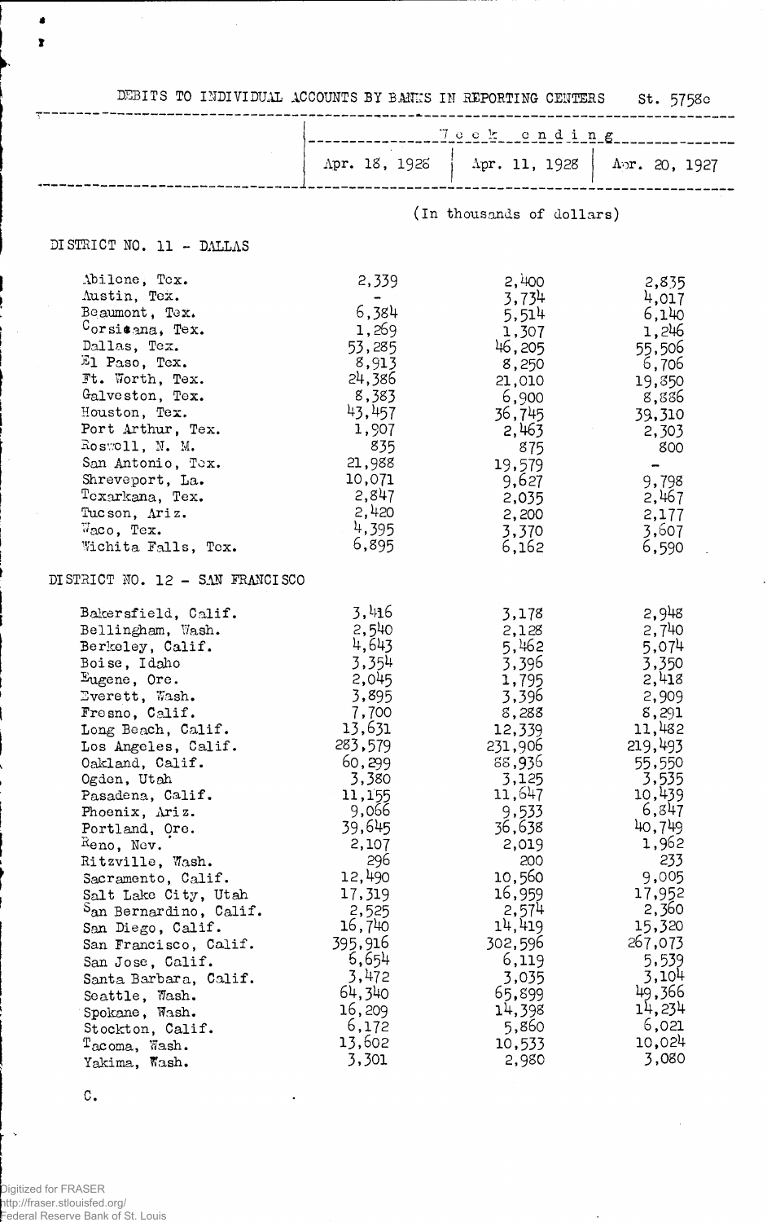DEBITS TO INDIVIDUAL ACCOUNTS BY BANKS IN REPORTING CENTERS St. 5758c

| | Week ending | | |
|---|---|---|---|
| | Apr. 18, 1928 | Apr. 11, 1928 | Apr. 20, 1927 |
| | (In thousands of dollars) | | |
| **DISTRICT NO. 11 - DALLAS** | | | |
| Abilene, Tex. | 2,339 | 2,400 | 2,835 |
| Austin, Tex. | - | 3,734 | 4,017 |
| Beaumont, Tex. | 6,384 | 5,514 | 6,140 |
| Corsicana, Tex. | 1,269 | 1,307 | 1,246 |
| Dallas, Tex. | 53,285 | 46,205 | 55,506 |
| El Paso, Tex. | 8,913 | 8,250 | 6,706 |
| Ft. Worth, Tex. | 24,386 | 21,010 | 19,850 |
| Galveston, Tex. | 8,383 | 6,900 | 8,886 |
| Houston, Tex. | 43,457 | 36,745 | 39,310 |
| Port Arthur, Tex. | 1,907 | 2,463 | 2,303 |
| Roswell, N. M. | 835 | 875 | 800 |
| San Antonio, Tex. | 21,988 | 19,579 | - |
| Shreveport, La. | 10,071 | 9,627 | 9,798 |
| Texarkana, Tex. | 2,847 | 2,035 | 2,467 |
| Tucson, Ariz. | 2,420 | 2,200 | 2,177 |
| Waco, Tex. | 4,395 | 3,370 | 3,607 |
| Wichita Falls, Tex. | 6,895 | 6,162 | 6,590 |
| **DISTRICT NO. 12 - SAN FRANCISCO** | | | |
| Bakersfield, Calif. | 3,416 | 3,178 | 2,948 |
| Bellingham, Wash. | 2,540 | 2,128 | 2,740 |
| Berkeley, Calif. | 4,643 | 5,462 | 5,074 |
| Boise, Idaho | 3,354 | 3,396 | 3,350 |
| Eugene, Ore. | 2,045 | 1,795 | 2,418 |
| Everett, Wash. | 3,895 | 3,396 | 2,909 |
| Fresno, Calif. | 7,700 | 8,288 | 8,291 |
| Long Beach, Calif. | 13,631 | 12,339 | 11,482 |
| Los Angeles, Calif. | 283,579 | 231,906 | 219,493 |
| Oakland, Calif. | 60,299 | 88,936 | 55,550 |
| Ogden, Utah | 3,380 | 3,125 | 3,535 |
| Pasadena, Calif. | 11,155 | 11,647 | 10,439 |
| Phoenix, Ariz. | 9,066 | 9,533 | 6,847 |
| Portland, Ore. | 39,645 | 36,638 | 40,749 |
| Reno, Nev. | 2,107 | 2,019 | 1,962 |
| Ritzville, Wash. | 296 | 200 | 233 |
| Sacramento, Calif. | 12,490 | 10,560 | 9,005 |
| Salt Lake City, Utah | 17,319 | 16,959 | 17,952 |
| San Bernardino, Calif. | 2,525 | 2,574 | 2,360 |
| San Diego, Calif. | 16,740 | 14,419 | 15,320 |
| San Francisco, Calif. | 395,916 | 302,596 | 267,073 |
| San Jose, Calif. | 6,654 | 6,119 | 5,539 |
| Santa Barbara, Calif. | 3,472 | 3,035 | 3,104 |
| Seattle, Wash. | 64,340 | 65,899 | 49,366 |
| Spokane, Wash. | 16,209 | 14,398 | 14,234 |
| Stockton, Calif. | 6,172 | 5,860 | 6,021 |
| Tacoma, Wash. | 13,602 | 10,533 | 10,024 |
| Yakima, Wash. | 3,301 | 2,980 | 3,080 |

C.